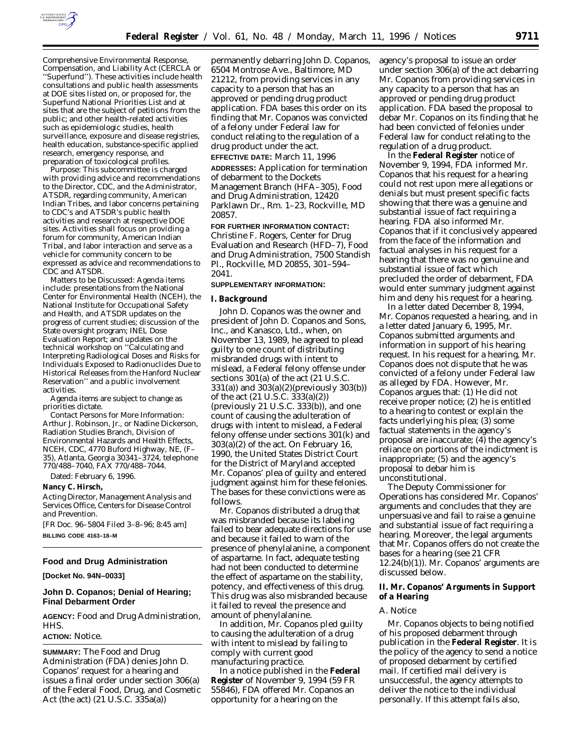Comprehensive Environmental Response, Compensation, and Liability Act (CERCLA or ''Superfund''). These activities include health consultations and public health assessments at DOE sites listed on, or proposed for, the Superfund National Priorities List and at sites that are the subject of petitions from the public; and other health-related activities such as epidemiologic studies, health surveillance, exposure and disease registries, health education, substance-specific applied research, emergency response, and preparation of toxicological profiles.

*Purpose:* This subcommittee is charged with providing advice and recommendations to the Director, CDC, and the Administrator, ATSDR, regarding community, American Indian Tribes, and labor concerns pertaining to CDC's and ATSDR's public health activities and research at respective DOE sites. Activities shall focus on providing a forum for community, American Indian Tribal, and labor interaction and serve as a vehicle for community concern to be expressed as advice and recommendations to CDC and ATSDR.

*Matters to be Discussed:* Agenda items include: presentations from the National Center for Environmental Health (NCEH), the National Institute for Occupational Safety and Health, and ATSDR updates on the progress of current studies; discussion of the State oversight program; INEL Dose Evaluation Report; and updates on the technical workshop on ''Calculating and Interpreting Radiological Doses and Risks for Individuals Exposed to Radionuclides Due to Historical Releases from the Hanford Nuclear Reservation'' and a public involvement activities.

Agenda items are subject to change as priorities dictate.

*Contact Persons for More Information:* Arthur J. Robinson, Jr., or Nadine Dickerson, Radiation Studies Branch, Division of Environmental Hazards and Health Effects, NCEH, CDC, 4770 Buford Highway, NE, (F–35), Atlanta, Georgia 30341–3724, telephone 770/488–7040, FAX 770/488–7044.

Dated: February 6, 1996.

**Nancy C. Hirsch,**

*Acting Director, Management Analysis and Services Office, Centers for Disease Control and Prevention.*

[FR Doc. 96–5804 Filed 3–8–96; 8:45 am]

**BILLING CODE 4163–18–M**

## Food and Drug Administration

**[Docket No. 94N–0033]**

## John D. Copanos; Denial of Hearing; Final Debarment Order

**AGENCY:** Food and Drug Administration, HHS.

**ACTION:** Notice.

**SUMMARY:** The Food and Drug Administration (FDA) denies John D. Copanos' request for a hearing and issues a final order under section 306(a) of the Federal Food, Drug, and Cosmetic Act (the act) (21 U.S.C. 335a(a)) permanently debarring John D. Copanos, 6504 Montrose Ave., Baltimore, MD 21212, from providing services in any capacity to a person that has an approved or pending drug product application. FDA bases this order on its finding that Mr. Copanos was convicted of a felony under Federal law for conduct relating to the regulation of a drug product under the act.

**EFFECTIVE DATE:** March 11, 1996

**ADDRESSES:** Application for termination of debarment to the Dockets Management Branch (HFA–305), Food and Drug Administration, 12420 Parklawn Dr., Rm. 1–23, Rockville, MD 20857.

**FOR FURTHER INFORMATION CONTACT:** Christine F. Rogers, Center for Drug Evaluation and Research (HFD–7), Food and Drug Administration, 7500 Standish Pl., Rockville, MD 20855, 301–594–2041.

**SUPPLEMENTARY INFORMATION:**

### I. Background

John D. Copanos was the owner and president of John D. Copanos and Sons, Inc., and Kanasco, Ltd., when, on November 13, 1989, he agreed to plead guilty to one count of distributing misbranded drugs with intent to mislead, a Federal felony offense under sections 301(a) of the act (21 U.S.C. 331(a)) and 303(a)(2)(previously 303(b)) of the act (21 U.S.C. 333(a)(2)) (previously 21 U.S.C. 333(b)), and one count of causing the adulteration of drugs with intent to mislead, a Federal felony offense under sections 301(k) and 303(a)(2) of the act. On February 16, 1990, the United States District Court for the District of Maryland accepted Mr. Copanos' plea of guilty and entered judgment against him for these felonies. The bases for these convictions were as follows.

Mr. Copanos distributed a drug that was misbranded because its labeling failed to bear adequate directions for use and because it failed to warn of the presence of phenylalanine, a component of aspartame. In fact, adequate testing had not been conducted to determine the effect of aspartame on the stability, potency, and effectiveness of this drug. This drug was also misbranded because it failed to reveal the presence and amount of phenylalanine.

In addition, Mr. Copanos pled guilty to causing the adulteration of a drug with intent to mislead by failing to comply with current good manufacturing practice.

In a notice published in the **Federal Register** of November 9, 1994 (59 FR 55846), FDA offered Mr. Copanos an opportunity for a hearing on the agency's proposal to issue an order under section 306(a) of the act debarring Mr. Copanos from providing services in any capacity to a person that has an approved or pending drug product application. FDA based the proposal to debar Mr. Copanos on its finding that he had been convicted of felonies under Federal law for conduct relating to the regulation of a drug product.

In the **Federal Register** notice of November 9, 1994, FDA informed Mr. Copanos that his request for a hearing could not rest upon mere allegations or denials but must present specific facts showing that there was a genuine and substantial issue of fact requiring a hearing. FDA also informed Mr. Copanos that if it conclusively appeared from the face of the information and factual analyses in his request for a hearing that there was no genuine and substantial issue of fact which precluded the order of debarment, FDA would enter summary judgment against him and deny his request for a hearing.

In a letter dated December 8, 1994, Mr. Copanos requested a hearing, and in a letter dated January 6, 1995, Mr. Copanos submitted arguments and information in support of his hearing request. In his request for a hearing, Mr. Copanos does not dispute that he was convicted of a felony under Federal law as alleged by FDA. However, Mr. Copanos argues that: (1) He did not receive proper notice; (2) he is entitled to a hearing to contest or explain the facts underlying his plea; (3) some factual statements in the agency's proposal are inaccurate; (4) the agency's reliance on portions of the indictment is inappropriate; (5) and the agency's proposal to debar him is unconstitutional.

The Deputy Commissioner for Operations has considered Mr. Copanos' arguments and concludes that they are unpersuasive and fail to raise a genuine and substantial issue of fact requiring a hearing. Moreover, the legal arguments that Mr. Copanos offers do not create the bases for a hearing (see 21 CFR 12.24(b)(1)). Mr. Copanos' arguments are discussed below.

### II. Mr. Copanos' Arguments in Support of a Hearing

#### A. Notice

Mr. Copanos objects to being notified of his proposed debarment through publication in the **Federal Register**. It is the policy of the agency to send a notice of proposed debarment by certified mail. If certified mail delivery is unsuccessful, the agency attempts to deliver the notice to the individual personally. If this attempt fails also,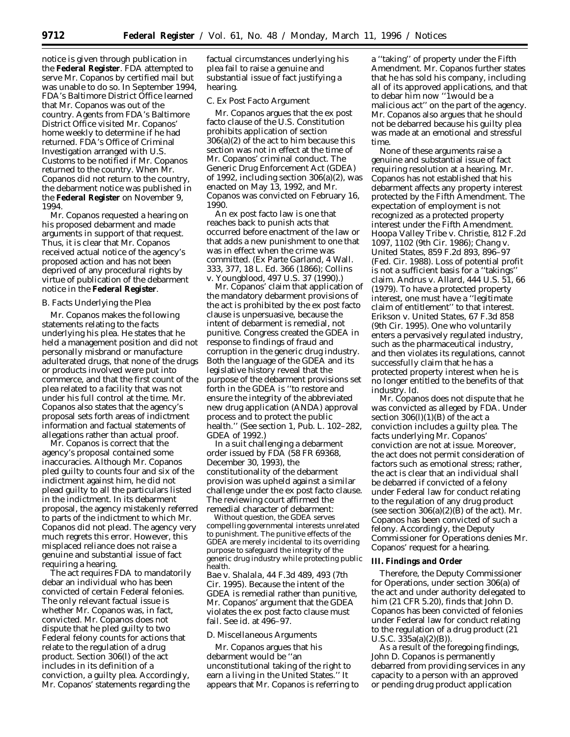notice is given through publication in the **Federal Register**. FDA attempted to serve Mr. Copanos by certified mail but was unable to do so. In September 1994, FDA's Baltimore District Office learned that Mr. Copanos was out of the country. Agents from FDA's Baltimore District Office visited Mr. Copanos' home weekly to determine if he had returned. FDA's Office of Criminal Investigation arranged with U.S. Customs to be notified if Mr. Copanos returned to the country. When Mr. Copanos did not return to the country, the debarment notice was published in the **Federal Register** on November 9, 1994.

Mr. Copanos requested a hearing on his proposed debarment and made arguments in support of that request. Thus, it is clear that Mr. Copanos received actual notice of the agency's proposed action and has not been deprived of any procedural rights by virtue of publication of the debarment notice in the **Federal Register**.

*B. Facts Underlying the Plea*

Mr. Copanos makes the following statements relating to the facts underlying his plea. He states that he held a management position and did not personally misbrand or manufacture adulterated drugs, that none of the drugs or products involved were put into commerce, and that the first count of the plea related to a facility that was not under his full control at the time. Mr. Copanos also states that the agency's proposal sets forth areas of indictment information and factual statements of allegations rather than actual proof.

Mr. Copanos is correct that the agency's proposal contained some inaccuracies. Although Mr. Copanos pled guilty to counts four and six of the indictment against him, he did not plead guilty to all the particulars listed in the indictment. In its debarment proposal, the agency mistakenly referred to parts of the indictment to which Mr. Copanos did not plead. The agency very much regrets this error. However, this misplaced reliance does not raise a genuine and substantial issue of fact requiring a hearing.

The act requires FDA to mandatorily debar an individual who has been convicted of certain Federal felonies. The only relevant factual issue is whether Mr. Copanos was, in fact, convicted. Mr. Copanos does not dispute that he pled guilty to two Federal felony counts for actions that relate to the regulation of a drug product. Section 306(l) of the act includes in its definition of a conviction, a guilty plea. Accordingly, Mr. Copanos' statements regarding the factual circumstances underlying his plea fail to raise a genuine and substantial issue of fact justifying a hearing.

*C. Ex Post Facto Argument*

Mr. Copanos argues that the ex post facto clause of the U.S. Constitution prohibits application of section 306(a)(2) of the act to him because this section was not in effect at the time of Mr. Copanos' criminal conduct. The Generic Drug Enforcement Act (GDEA) of 1992, including section 306(a)(2), was enacted on May 13, 1992, and Mr. Copanos was convicted on February 16, 1990.

An ex post facto law is one that reaches back to punish acts that occurred before enactment of the law or that adds a new punishment to one that was in effect when the crime was committed. (*Ex Parte Garland*, 4 Wall. 333, 377, 18 L. Ed. 366 (1866); *Collins* v. *Youngblood*, 497 U.S. 37 (1990).)

Mr. Copanos' claim that application of the mandatory debarment provisions of the act is prohibited by the ex post facto clause is unpersuasive, because the intent of debarment is remedial, not punitive. Congress created the GDEA in response to findings of fraud and corruption in the generic drug industry. Both the language of the GDEA and its legislative history reveal that the purpose of the debarment provisions set forth in the GDEA is ''to restore and ensure the integrity of the abbreviated new drug application (ANDA) approval process and to protect the public health.'' (See section 1, Pub. L. 102–282, GDEA of 1992.)

In a suit challenging a debarment order issued by FDA (58 FR 69368, December 30, 1993), the constitutionality of the debarment provision was upheld against a similar challenge under the ex post facto clause. The reviewing court affirmed the remedial character of debarment:

> Without question, the GDEA serves compelling governmental interests unrelated to punishment. The punitive effects of the GDEA are merely incidental to its overriding purpose to safeguard the integrity of the generic drug industry while protecting public health.

*Bae* v. *Shalala*, 44 F.3d 489, 493 (7th Cir. 1995). Because the intent of the GDEA is remedial rather than punitive, Mr. Copanos' argument that the GDEA violates the ex post facto clause must fail. See *id.* at 496–97.

*D. Miscellaneous Arguments*

Mr. Copanos argues that his debarment would be ''an unconstitutional taking of the right to earn a living in the United States.'' It appears that Mr. Copanos is referring to a ''taking'' of property under the Fifth Amendment. Mr. Copanos further states that he has sold his company, including all of its approved applications, and that to debar him now ''1would be a malicious act'' on the part of the agency. Mr. Copanos also argues that he should not be debarred because his guilty plea was made at an emotional and stressful time.

None of these arguments raise a genuine and substantial issue of fact requiring resolution at a hearing. Mr. Copanos has not established that his debarment affects any property interest protected by the Fifth Amendment. The expectation of employment is not recognized as a protected property interest under the Fifth Amendment. *Hoopa Valley Tribe* v. *Christie*, 812 F.2d 1097, 1102 (9th Cir. 1986); *Chang* v. *United States*, 859 F.2d 893, 896–97 (Fed. Cir. 1988). Loss of potential profit is not a sufficient basis for a ''takings'' claim. *Andrus* v. *Allard*, 444 U.S. 51, 66 (1979). To have a protected property interest, one must have a ''legitimate claim of entitlement'' to that interest. *Erikson* v. *United States*, 67 F.3d 858 (9th Cir. 1995). One who voluntarily enters a pervasively regulated industry, such as the pharmaceutical industry, and then violates its regulations, cannot successfully claim that he has a protected property interest when he is no longer entitled to the benefits of that industry. *Id.*

Mr. Copanos does not dispute that he was convicted as alleged by FDA. Under section 306(l)(1)(B) of the act a conviction includes a guilty plea. The facts underlying Mr. Copanos' conviction are not at issue. Moreover, the act does not permit consideration of factors such as emotional stress; rather, the act is clear that an individual shall be debarred if convicted of a felony under Federal law for conduct relating to the regulation of any drug product (see section 306(a)(2)(B) of the act). Mr. Copanos has been convicted of such a felony. Accordingly, the Deputy Commissioner for Operations denies Mr. Copanos' request for a hearing.

## III. Findings and Order

Therefore, the Deputy Commissioner for Operations, under section 306(a) of the act and under authority delegated to him (21 CFR 5.20), finds that John D. Copanos has been convicted of felonies under Federal law for conduct relating to the regulation of a drug product (21 U.S.C. 335a(a)(2)(B)).

As a result of the foregoing findings, John D. Copanos is permanently debarred from providing services in any capacity to a person with an approved or pending drug product application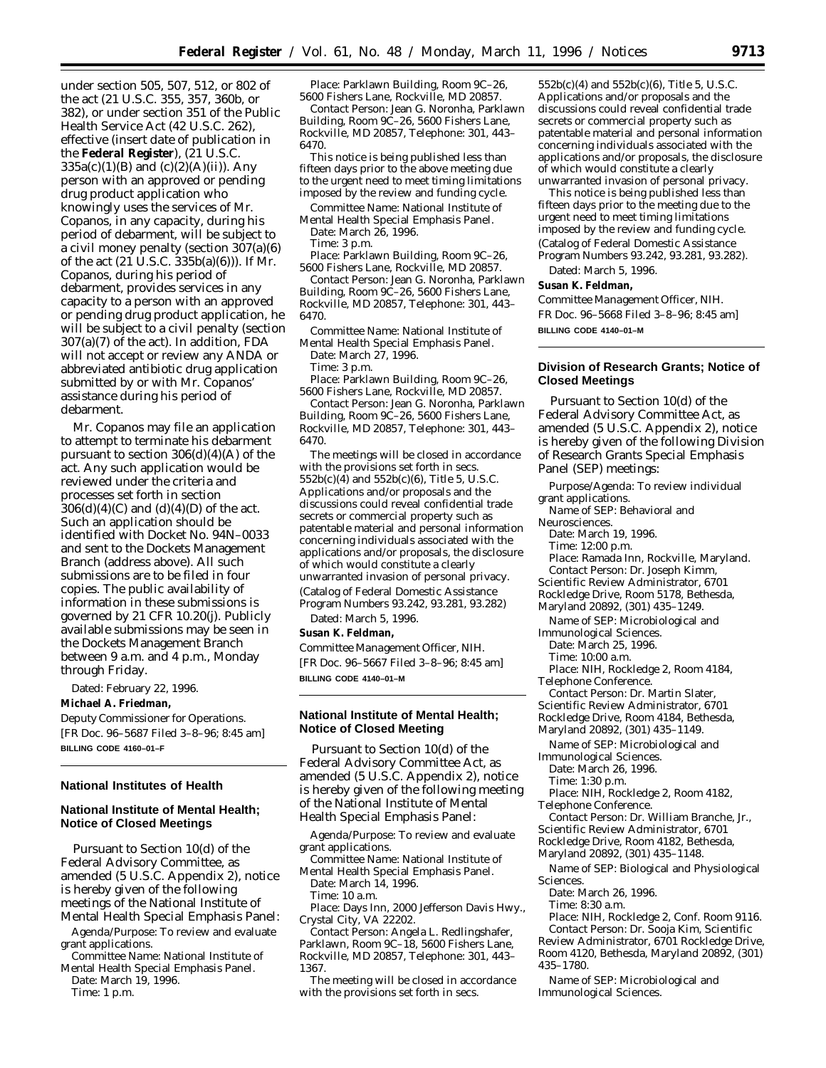under section 505, 507, 512, or 802 of the act (21 U.S.C. 355, 357, 360b, or 382), or under section 351 of the Public Health Service Act (42 U.S.C. 262), effective (insert date of publication in the **Federal Register**), (21 U.S.C. 335a(c)(1)(B) and (c)(2)(A)(ii)). Any person with an approved or pending drug product application who knowingly uses the services of Mr. Copanos, in any capacity, during his period of debarment, will be subject to a civil money penalty (section 307(a)(6) of the act (21 U.S.C. 335b(a)(6))). If Mr. Copanos, during his period of debarment, provides services in any capacity to a person with an approved or pending drug product application, he will be subject to a civil penalty (section 307(a)(7) of the act). In addition, FDA will not accept or review any ANDA or abbreviated antibiotic drug application submitted by or with Mr. Copanos' assistance during his period of debarment.

Mr. Copanos may file an application to attempt to terminate his debarment pursuant to section 306(d)(4)(A) of the act. Any such application would be reviewed under the criteria and processes set forth in section 306(d)(4)(C) and (d)(4)(D) of the act. Such an application should be identified with Docket No. 94N–0033 and sent to the Dockets Management Branch (address above). All such submissions are to be filed in four copies. The public availability of information in these submissions is governed by 21 CFR 10.20(j). Publicly available submissions may be seen in the Dockets Management Branch between 9 a.m. and 4 p.m., Monday through Friday.

Dated: February 22, 1996.

**Michael A. Friedman,**

*Deputy Commissioner for Operations.*

[FR Doc. 96–5687 Filed 3–8–96; 8:45 am]

**BILLING CODE 4160–01–F**

## National Institutes of Health

### National Institute of Mental Health; Notice of Closed Meetings

Pursuant to Section 10(d) of the Federal Advisory Committee, as amended (5 U.S.C. Appendix 2), notice is hereby given of the following meetings of the National Institute of Mental Health Special Emphasis Panel:

*Agenda/Purpose:* To review and evaluate grant applications.

*Committee Name:* National Institute of Mental Health Special Emphasis Panel.

*Date:* March 19, 1996.

*Time:* 1 p.m.

*Place:* Parklawn Building, Room 9C–26, 5600 Fishers Lane, Rockville, MD 20857.

*Contact Person:* Jean G. Noronha, Parklawn Building, Room 9C–26, 5600 Fishers Lane, Rockville, MD 20857, Telephone: 301, 443–6470.

This notice is being published less than fifteen days prior to the above meeting due to the urgent need to meet timing limitations imposed by the review and funding cycle.

*Committee Name:* National Institute of Mental Health Special Emphasis Panel.

*Date:* March 26, 1996.

*Time:* 3 p.m.

*Place:* Parklawn Building, Room 9C–26, 5600 Fishers Lane, Rockville, MD 20857.

*Contact Person:* Jean G. Noronha, Parklawn Building, Room 9C–26, 5600 Fishers Lane, Rockville, MD 20857, Telephone: 301, 443–6470.

*Committee Name:* National Institute of Mental Health Special Emphasis Panel.

*Date:* March 27, 1996.

*Time:* 3 p.m.

*Place:* Parklawn Building, Room 9C–26, 5600 Fishers Lane, Rockville, MD 20857.

*Contact Person:* Jean G. Noronha, Parklawn Building, Room 9C–26, 5600 Fishers Lane, Rockville, MD 20857, Telephone: 301, 443–6470.

The meetings will be closed in accordance with the provisions set forth in secs. 552b(c)(4) and 552b(c)(6), Title 5, U.S.C. Applications and/or proposals and the discussions could reveal confidential trade secrets or commercial property such as patentable material and personal information concerning individuals associated with the applications and/or proposals, the disclosure of which would constitute a clearly unwarranted invasion of personal privacy.

(Catalog of Federal Domestic Assistance Program Numbers 93.242, 93.281, 93.282)

Dated: March 5, 1996.

**Susan K. Feldman,**

*Committee Management Officer, NIH.*

[FR Doc. 96–5667 Filed 3–8–96; 8:45 am]

**BILLING CODE 4140–01–M**

### National Institute of Mental Health; Notice of Closed Meeting

Pursuant to Section 10(d) of the Federal Advisory Committee Act, as amended (5 U.S.C. Appendix 2), notice is hereby given of the following meeting of the National Institute of Mental Health Special Emphasis Panel:

*Agenda/Purpose:* To review and evaluate grant applications.

*Committee Name:* National Institute of Mental Health Special Emphasis Panel.

*Date:* March 14, 1996.

*Time:* 10 a.m.

*Place:* Days Inn, 2000 Jefferson Davis Hwy., Crystal City, VA 22202.

*Contact Person:* Angela L. Redlingshafer, Parklawn, Room 9C–18, 5600 Fishers Lane, Rockville, MD 20857, Telephone: 301, 443–1367.

The meeting will be closed in accordance with the provisions set forth in secs. 552b(c)(4) and 552b(c)(6), Title 5, U.S.C. Applications and/or proposals and the discussions could reveal confidential trade secrets or commercial property such as patentable material and personal information concerning individuals associated with the applications and/or proposals, the disclosure of which would constitute a clearly unwarranted invasion of personal privacy.

This notice is being published less than fifteen days prior to the meeting due to the urgent need to meet timing limitations imposed by the review and funding cycle.

(Catalog of Federal Domestic Assistance Program Numbers 93.242, 93.281, 93.282).

Dated: March 5, 1996.

**Susan K. Feldman,**

*Committee Management Officer, NIH.*

FR Doc. 96–5668 Filed 3–8–96; 8:45 am]

**BILLING CODE 4140–01–M**

### Division of Research Grants; Notice of Closed Meetings

Pursuant to Section 10(d) of the Federal Advisory Committee Act, as amended (5 U.S.C. Appendix 2), notice is hereby given of the following Division of Research Grants Special Emphasis Panel (SEP) meetings:

*Purpose/Agenda:* To review individual grant applications.

*Name of SEP:* Behavioral and Neurosciences.

*Date:* March 19, 1996.

*Time:* 12:00 p.m.

*Place:* Ramada Inn, Rockville, Maryland.

*Contact Person:* Dr. Joseph Kimm, Scientific Review Administrator, 6701 Rockledge Drive, Room 5178, Bethesda, Maryland 20892, (301) 435–1249.

*Name of SEP:* Microbiological and Immunological Sciences.

*Date:* March 25, 1996.

*Time:* 10:00 a.m.

*Place:* NIH, Rockledge 2, Room 4184, Telephone Conference.

*Contact Person:* Dr. Martin Slater, Scientific Review Administrator, 6701 Rockledge Drive, Room 4184, Bethesda, Maryland 20892, (301) 435–1149.

*Name of SEP:* Microbiological and Immunological Sciences.

*Date:* March 26, 1996.

*Time:* 1:30 p.m.

*Place:* NIH, Rockledge 2, Room 4182, Telephone Conference.

*Contact Person:* Dr. William Branche, Jr., Scientific Review Administrator, 6701 Rockledge Drive, Room 4182, Bethesda, Maryland 20892, (301) 435–1148.

*Name of SEP:* Biological and Physiological Sciences.

*Date:* March 26, 1996.

*Time:* 8:30 a.m.

*Place:* NIH, Rockledge 2, Conf. Room 9116.

*Contact Person:* Dr. Sooja Kim, Scientific Review Administrator, 6701 Rockledge Drive, Room 4120, Bethesda, Maryland 20892, (301) 435–1780.

*Name of SEP:* Microbiological and Immunological Sciences.